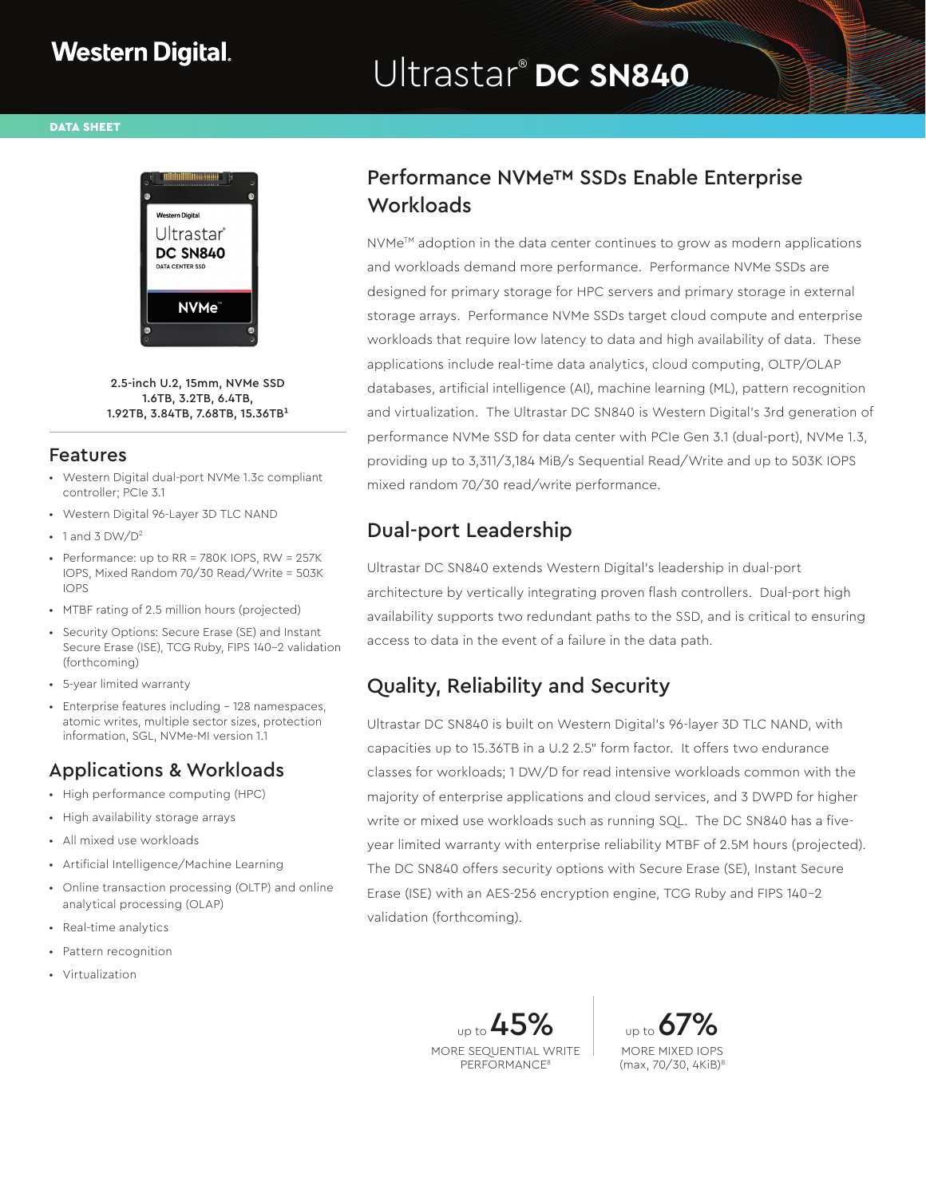Western Digital.

# Ultrastar® DC SN840

DATA SHEET

2.5-inch U.2, 15mm, NVMe SSD
1.6TB, 3.2TB, 6.4TB,
1.92TB, 3.84TB, 7.68TB, 15.36TB[1]

## Features

- Western Digital dual-port NVMe 1.3c compliant controller; PCIe 3.1
- Western Digital 96-Layer 3D TLC NAND
- 1 and 3 DW/D[2]
- Performance: up to RR = 780K IOPS, RW = 257K IOPS, Mixed Random 70/30 Read/Write = 503K IOPS
- MTBF rating of 2.5 million hours (projected)
- Security Options: Secure Erase (SE) and Instant Secure Erase (ISE), TCG Ruby, FIPS 140-2 validation (forthcoming)
- 5-year limited warranty
- Enterprise features including – 128 namespaces, atomic writes, multiple sector sizes, protection information, SGL, NVMe-MI version 1.1

## Applications & Workloads

- High performance computing (HPC)
- High availability storage arrays
- All mixed use workloads
- Artificial Intelligence/Machine Learning
- Online transaction processing (OLTP) and online analytical processing (OLAP)
- Real-time analytics
- Pattern recognition
- Virtualization

## Performance NVMe™ SSDs Enable Enterprise Workloads

NVMe™ adoption in the data center continues to grow as modern applications and workloads demand more performance. Performance NVMe SSDs are designed for primary storage for HPC servers and primary storage in external storage arrays. Performance NVMe SSDs target cloud compute and enterprise workloads that require low latency to data and high availability of data. These applications include real-time data analytics, cloud computing, OLTP/OLAP databases, artificial intelligence (AI), machine learning (ML), pattern recognition and virtualization. The Ultrastar DC SN840 is Western Digital's 3rd generation of performance NVMe SSD for data center with PCIe Gen 3.1 (dual-port), NVMe 1.3, providing up to 3,311/3,184 MiB/s Sequential Read/Write and up to 503K IOPS mixed random 70/30 read/write performance.

## Dual-port Leadership

Ultrastar DC SN840 extends Western Digital's leadership in dual-port architecture by vertically integrating proven flash controllers. Dual-port high availability supports two redundant paths to the SSD, and is critical to ensuring access to data in the event of a failure in the data path.

## Quality, Reliability and Security

Ultrastar DC SN840 is built on Western Digital's 96-layer 3D TLC NAND, with capacities up to 15.36TB in a U.2 2.5" form factor. It offers two endurance classes for workloads; 1 DW/D for read intensive workloads common with the majority of enterprise applications and cloud services, and 3 DWPD for higher write or mixed use workloads such as running SQL. The DC SN840 has a five-year limited warranty with enterprise reliability MTBF of 2.5M hours (projected). The DC SN840 offers security options with Secure Erase (SE), Instant Secure Erase (ISE) with an AES-256 encryption engine, TCG Ruby and FIPS 140-2 validation (forthcoming).

up to **45%**
MORE SEQUENTIAL WRITE PERFORMANCE[8]

up to **67%**
MORE MIXED IOPS (max, 70/30, 4KiB)[8]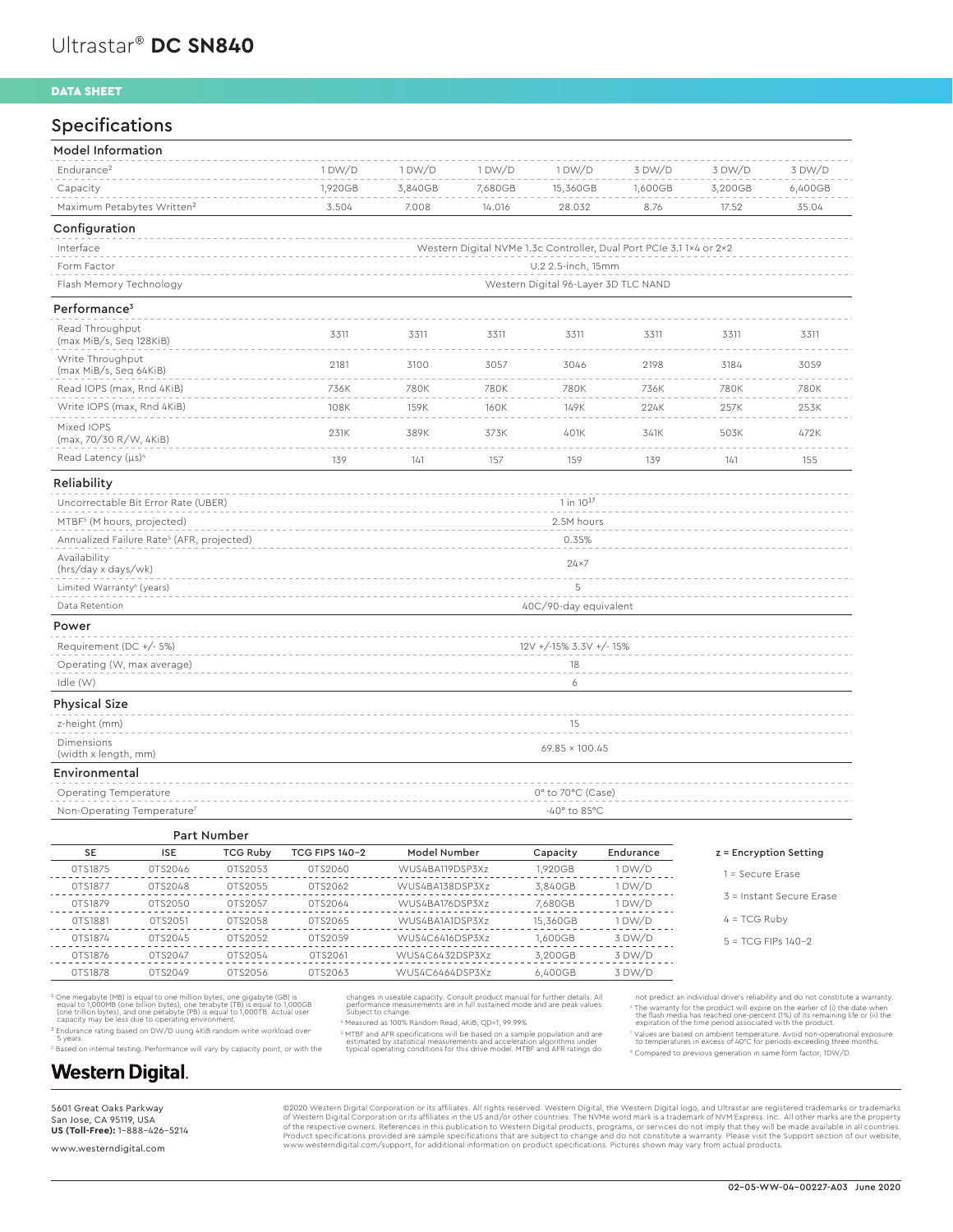# Ultrastar® DC SN840

DATA SHEET

## Specifications

| | | | | | | | |
|---|---|---|---|---|---|---|---|
| **Model Information** | | | | | | | |
| Endurance[2] | 1 DW/D | 1 DW/D | 1 DW/D | 1 DW/D | 3 DW/D | 3 DW/D | 3 DW/D |
| Capacity | 1,920GB | 3,840GB | 7,680GB | 15,360GB | 1,600GB | 3,200GB | 6,400GB |
| Maximum Petabytes Written[2] | 3.504 | 7.008 | 14.016 | 28.032 | 8.76 | 17.52 | 35.04 |
| **Configuration** | | | | | | | |
| Interface | Western Digital NVMe 1.3c Controller, Dual Port PCIe 3.1 1×4 or 2×2 | | | | | | |
| Form Factor | U.2 2.5-inch, 15mm | | | | | | |
| Flash Memory Technology | Western Digital 96-Layer 3D TLC NAND | | | | | | |
| **Performance[3]** | | | | | | | |
| Read Throughput (max MiB/s, Seq 128KiB) | 3311 | 3311 | 3311 | 3311 | 3311 | 3311 | 3311 |
| Write Throughput (max MiB/s, Seq 64KiB) | 2181 | 3100 | 3057 | 3046 | 2198 | 3184 | 3059 |
| Read IOPS (max, Rnd 4KiB) | 736K | 780K | 780K | 780K | 736K | 780K | 780K |
| Write IOPS (max, Rnd 4KiB) | 108K | 159K | 160K | 149K | 224K | 257K | 253K |
| Mixed IOPS (max, 70/30 R/W, 4KiB) | 231K | 389K | 373K | 401K | 341K | 503K | 472K |
| Read Latency (µs)[4] | 139 | 141 | 157 | 159 | 139 | 141 | 155 |
| **Reliability** | | | | | | | |
| Uncorrectable Bit Error Rate (UBER) | 1 in $10^{17}$ | | | | | | |
| MTBF[5] (M hours, projected) | 2.5M hours | | | | | | |
| Annualized Failure Rate[5] (AFR, projected) | 0.35% | | | | | | |
| Availability (hrs/day x days/wk) | 24×7 | | | | | | |
| Limited Warranty[6] (years) | 5 | | | | | | |
| Data Retention | 40C/90-day equivalent | | | | | | |
| **Power** | | | | | | | |
| Requirement (DC +/- 5%) | 12V +/-15% 3.3V +/- 15% | | | | | | |
| Operating (W, max average) | 18 | | | | | | |
| Idle (W) | 6 | | | | | | |
| **Physical Size** | | | | | | | |
| z-height (mm) | 15 | | | | | | |
| Dimensions (width x length, mm) | 69.85 × 100.45 | | | | | | |
| **Environmental** | | | | | | | |
| Operating Temperature | 0° to 70°C (Case) | | | | | | |
| Non-Operating Temperature[7] | -40° to 85°C | | | | | | |

### Part Number

| SE | ISE | TCG Ruby | TCG FIPS 140–2 | Model Number | Capacity | Endurance |
|---|---|---|---|---|---|---|
| 0TS1875 | 0TS2046 | 0TS2053 | 0TS2060 | WUS4BA119DSP3Xz | 1,920GB | 1 DW/D |
| 0TS1877 | 0TS2048 | 0TS2055 | 0TS2062 | WUS4BA138DSP3Xz | 3,840GB | 1 DW/D |
| 0TS1879 | 0TS2050 | 0TS2057 | 0TS2064 | WUS4BA176DSP3Xz | 7,680GB | 1 DW/D |
| 0TS1881 | 0TS2051 | 0TS2058 | 0TS2065 | WUS4BA1A1DSP3Xz | 15,360GB | 1 DW/D |
| 0TS1874 | 0TS2045 | 0TS2052 | 0TS2059 | WUS4C6416DSP3Xz | 1,600GB | 3 DW/D |
| 0TS1876 | 0TS2047 | 0TS2054 | 0TS2061 | WUS4C6432DSP3Xz | 3,200GB | 3 DW/D |
| 0TS1878 | 0TS2049 | 0TS2056 | 0TS2063 | WUS4C6464DSP3Xz | 6,400GB | 3 DW/D |

**z = Encryption Setting**

1 = Secure Erase

3 = Instant Secure Erase

4 = TCG Ruby

5 = TCG FIPs 140–2

[1] One megabyte (MB) is equal to one million bytes, one gigabyte (GB) is equal to 1,000MB (one billion bytes), one terabyte (TB) is equal to 1,000GB (one trillion bytes), and one petabyte (PB) is equal to 1,000TB. Actual user capacity may be less due to operating environment.

[2] Endurance rating based on DW/D using 4KiB random write workload over 5 years.

[3] Based on internal testing. Performance will vary by capacity point, or with the changes in useable capacity. Consult product manual for further details. All performance measurements are in full sustained mode and are peak values. Subject to change.

[4] Measured as 100% Random Read, 4KiB, QD=1, 99.99%

[5] MTBF and AFR specifications will be based on a sample population and are estimated by statistical measurements and acceleration algorithms under typical operating conditions for this drive model. MTBF and AFR ratings do not predict an individual drive's reliability and do not constitute a warranty.

[6] The warranty for the product will expire on the earlier of (i) the date when the flash media has reached one-percent (1%) of its remaining life or (ii) the expiration of the time period associated with the product.

[7] Values are based on ambient temperature. Avoid non-operational exposure to temperatures in excess of 40°C for periods exceeding three months.

[8] Compared to previous generation in same form factor, 1DW/D.

**Western Digital.**

5601 Great Oaks Parkway
San Jose, CA 95119, USA
**US (Toll-Free):** 1-888-426-5214

www.westerndigital.com

©2020 Western Digital Corporation or its affiliates. All rights reserved. Western Digital, the Western Digital logo, and Ultrastar are registered trademarks or trademarks of Western Digital Corporation or its affiliates in the US and/or other countries. The NVMe word mark is a trademark of NVM Express. Inc. All other marks are the property of the respective owners. References in this publication to Western Digital products, programs, or services do not imply that they will be made available in all countries. Product specifications provided are sample specifications that are subject to change and do not constitute a warranty. Please visit the Support section of our website, www.westerndigital.com/support, for additional information on product specifications. Pictures shown may vary from actual products.

02-05-WW-04-00227-A03 June 2020